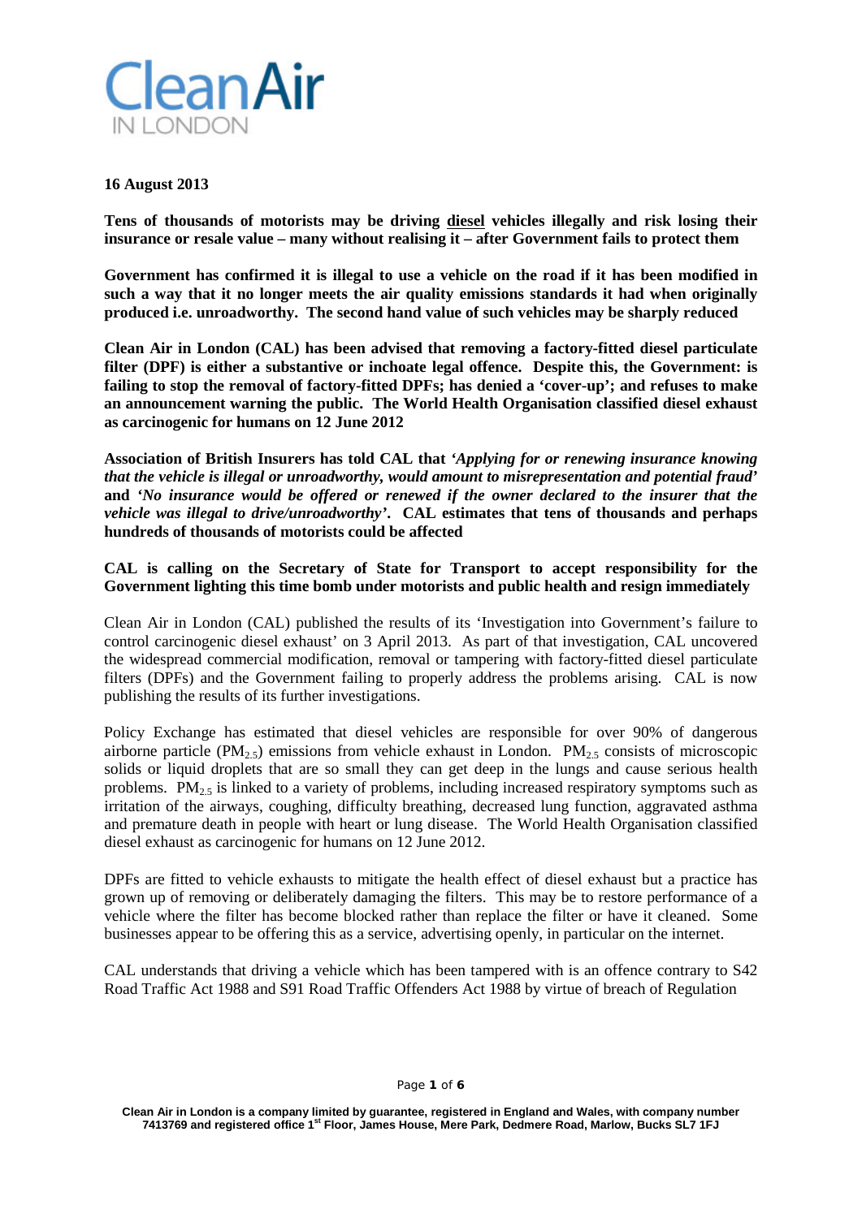# Clean Air IN LONDON

**16 August 2013**

**Tens of thousands of motorists may be driving diesel vehicles illegally and risk losing their insurance or resale value – many without realising it – after Government fails to protect them**

**Government has confirmed it is illegal to use a vehicle on the road if it has been modified in such a way that it no longer meets the air quality emissions standards it had when originally produced i.e. unroadworthy. The second hand value of such vehicles may be sharply reduced**

**Clean Air in London (CAL) has been advised that removing a factory-fitted diesel particulate filter (DPF) is either a substantive or inchoate legal offence. Despite this, the Government: is failing to stop the removal of factory-fitted DPFs; has denied a 'cover-up'; and refuses to make an announcement warning the public. The World Health Organisation classified diesel exhaust as carcinogenic for humans on 12 June 2012**

**Association of British Insurers has told CAL that *'Applying for or renewing insurance knowing that the vehicle is illegal or unroadworthy, would amount to misrepresentation and potential fraud'* and *'No insurance would be offered or renewed if the owner declared to the insurer that the vehicle was illegal to drive/unroadworthy'*. CAL estimates that tens of thousands and perhaps hundreds of thousands of motorists could be affected**

**CAL is calling on the Secretary of State for Transport to accept responsibility for the Government lighting this time bomb under motorists and public health and resign immediately**

Clean Air in London (CAL) published the results of its 'Investigation into Government's failure to control carcinogenic diesel exhaust' on 3 April 2013. As part of that investigation, CAL uncovered the widespread commercial modification, removal or tampering with factory-fitted diesel particulate filters (DPFs) and the Government failing to properly address the problems arising. CAL is now publishing the results of its further investigations.

Policy Exchange has estimated that diesel vehicles are responsible for over 90% of dangerous airborne particle ($PM_{2.5}$) emissions from vehicle exhaust in London. $PM_{2.5}$ consists of microscopic solids or liquid droplets that are so small they can get deep in the lungs and cause serious health problems. $PM_{2.5}$ is linked to a variety of problems, including increased respiratory symptoms such as irritation of the airways, coughing, difficulty breathing, decreased lung function, aggravated asthma and premature death in people with heart or lung disease. The World Health Organisation classified diesel exhaust as carcinogenic for humans on 12 June 2012.

DPFs are fitted to vehicle exhausts to mitigate the health effect of diesel exhaust but a practice has grown up of removing or deliberately damaging the filters. This may be to restore performance of a vehicle where the filter has become blocked rather than replace the filter or have it cleaned. Some businesses appear to be offering this as a service, advertising openly, in particular on the internet.

CAL understands that driving a vehicle which has been tampered with is an offence contrary to S42 Road Traffic Act 1988 and S91 Road Traffic Offenders Act 1988 by virtue of breach of Regulation

Clean Air in London is a company limited by guarantee, registered in England and Wales, with company number 7413769 and registered office 1st Floor, James House, Mere Park, Dedmere Road, Marlow, Bucks SL7 1FJ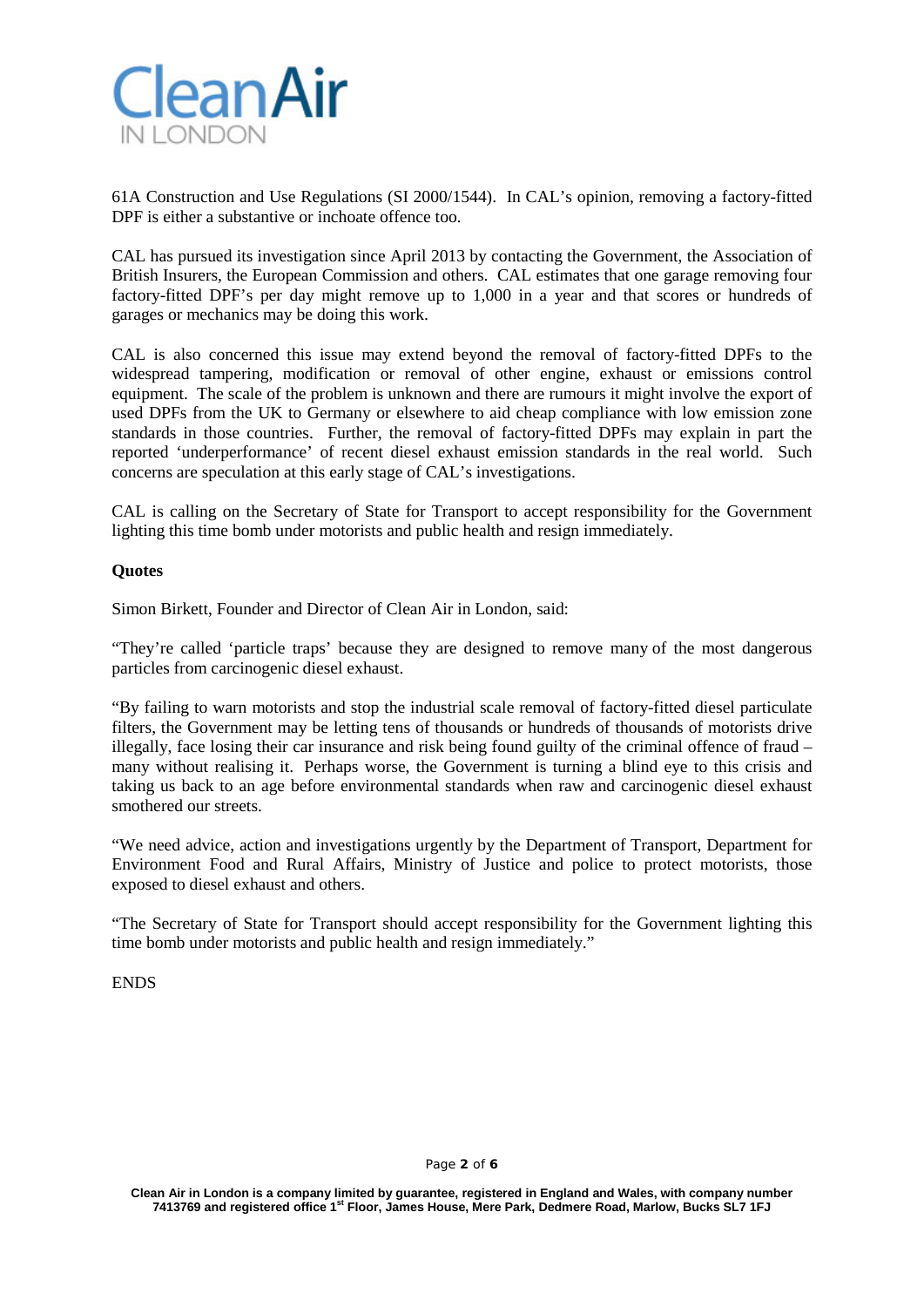61A Construction and Use Regulations (SI 2000/1544). In CAL's opinion, removing a factory-fitted DPF is either a substantive or inchoate offence too.

CAL has pursued its investigation since April 2013 by contacting the Government, the Association of British Insurers, the European Commission and others. CAL estimates that one garage removing four factory-fitted DPF's per day might remove up to 1,000 in a year and that scores or hundreds of garages or mechanics may be doing this work.

CAL is also concerned this issue may extend beyond the removal of factory-fitted DPFs to the widespread tampering, modification or removal of other engine, exhaust or emissions control equipment. The scale of the problem is unknown and there are rumours it might involve the export of used DPFs from the UK to Germany or elsewhere to aid cheap compliance with low emission zone standards in those countries. Further, the removal of factory-fitted DPFs may explain in part the reported 'underperformance' of recent diesel exhaust emission standards in the real world. Such concerns are speculation at this early stage of CAL's investigations.

CAL is calling on the Secretary of State for Transport to accept responsibility for the Government lighting this time bomb under motorists and public health and resign immediately.

**Quotes**

Simon Birkett, Founder and Director of Clean Air in London, said:

"They're called 'particle traps' because they are designed to remove many of the most dangerous particles from carcinogenic diesel exhaust.

"By failing to warn motorists and stop the industrial scale removal of factory-fitted diesel particulate filters, the Government may be letting tens of thousands or hundreds of thousands of motorists drive illegally, face losing their car insurance and risk being found guilty of the criminal offence of fraud – many without realising it. Perhaps worse, the Government is turning a blind eye to this crisis and taking us back to an age before environmental standards when raw and carcinogenic diesel exhaust smothered our streets.

"We need advice, action and investigations urgently by the Department of Transport, Department for Environment Food and Rural Affairs, Ministry of Justice and police to protect motorists, those exposed to diesel exhaust and others.

"The Secretary of State for Transport should accept responsibility for the Government lighting this time bomb under motorists and public health and resign immediately."

ENDS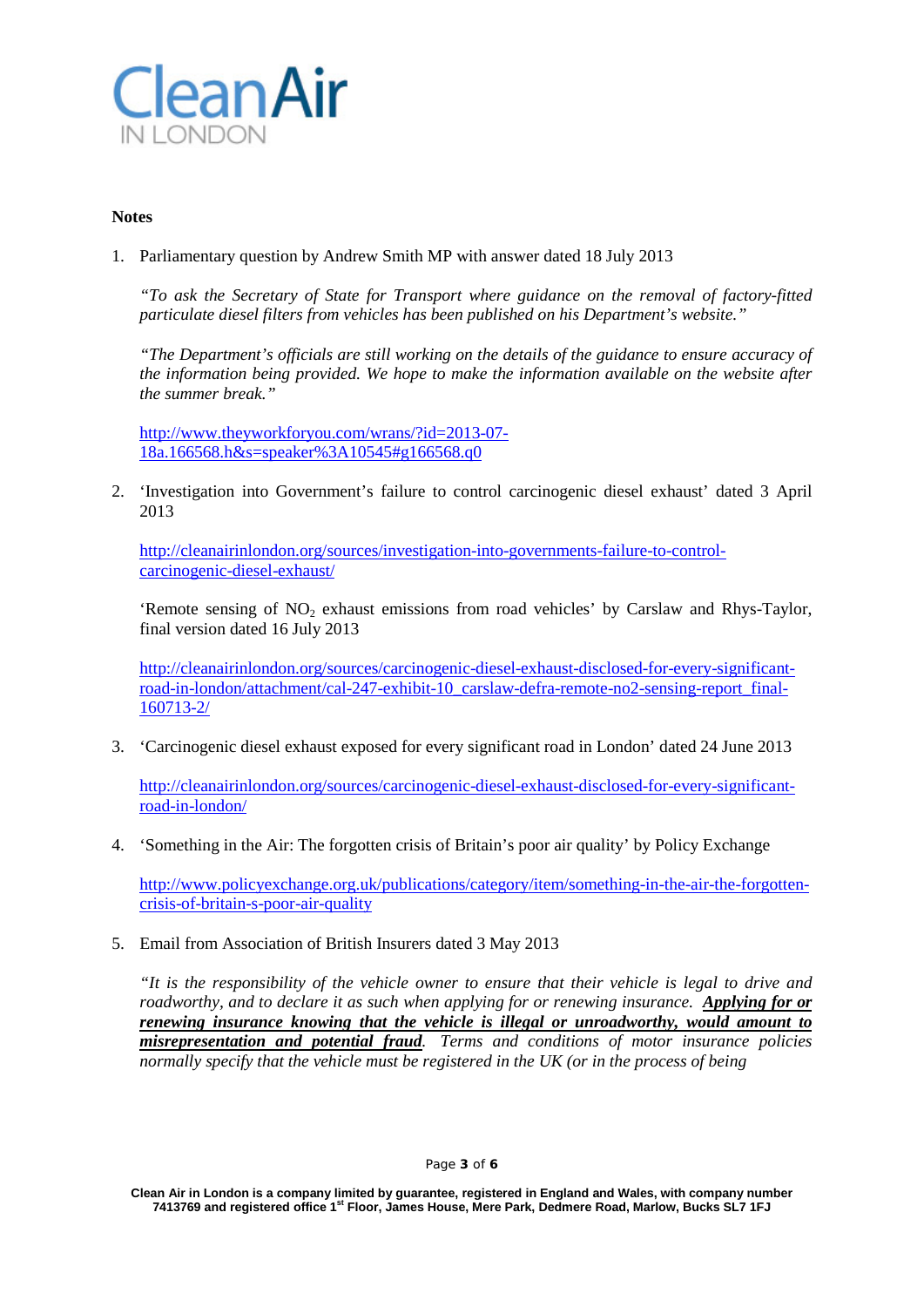**Notes**

1. Parliamentary question by Andrew Smith MP with answer dated 18 July 2013

   *"To ask the Secretary of State for Transport where guidance on the removal of factory-fitted particulate diesel filters from vehicles has been published on his Department's website."*

   *"The Department's officials are still working on the details of the guidance to ensure accuracy of the information being provided. We hope to make the information available on the website after the summer break."*

   http://www.theyworkforyou.com/wrans/?id=2013-07-18a.166568.h&s=speaker%3A10545#g166568.q0

2. 'Investigation into Government's failure to control carcinogenic diesel exhaust' dated 3 April 2013

   http://cleanairinlondon.org/sources/investigation-into-governments-failure-to-control-carcinogenic-diesel-exhaust/

   'Remote sensing of $NO_2$ exhaust emissions from road vehicles' by Carslaw and Rhys-Taylor, final version dated 16 July 2013

   http://cleanairinlondon.org/sources/carcinogenic-diesel-exhaust-disclosed-for-every-significant-road-in-london/attachment/cal-247-exhibit-10_carslaw-defra-remote-no2-sensing-report_final-160713-2/

3. 'Carcinogenic diesel exhaust exposed for every significant road in London' dated 24 June 2013

   http://cleanairinlondon.org/sources/carcinogenic-diesel-exhaust-disclosed-for-every-significant-road-in-london/

4. 'Something in the Air: The forgotten crisis of Britain's poor air quality' by Policy Exchange

   http://www.policyexchange.org.uk/publications/category/item/something-in-the-air-the-forgotten-crisis-of-britain-s-poor-air-quality

5. Email from Association of British Insurers dated 3 May 2013

   *"It is the responsibility of the vehicle owner to ensure that their vehicle is legal to drive and roadworthy, and to declare it as such when applying for or renewing insurance.* ***Applying for or renewing insurance knowing that the vehicle is illegal or unroadworthy, would amount to misrepresentation and potential fraud****. Terms and conditions of motor insurance policies normally specify that the vehicle must be registered in the UK (or in the process of being*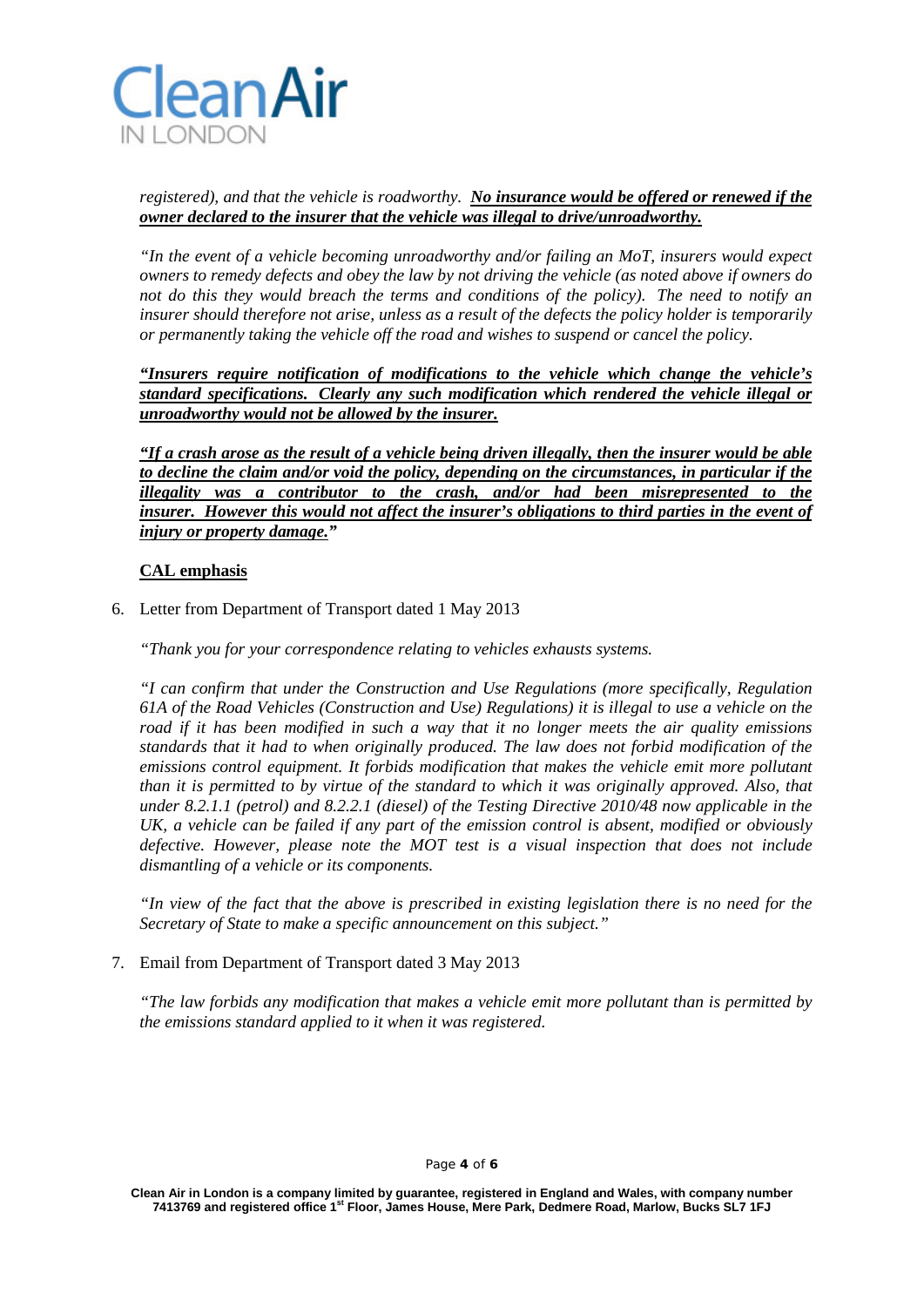*registered), and that the vehicle is roadworthy.* ***No insurance would be offered or renewed if the owner declared to the insurer that the vehicle was illegal to drive/unroadworthy.***

*"In the event of a vehicle becoming unroadworthy and/or failing an MoT, insurers would expect owners to remedy defects and obey the law by not driving the vehicle (as noted above if owners do not do this they would breach the terms and conditions of the policy). The need to notify an insurer should therefore not arise, unless as a result of the defects the policy holder is temporarily or permanently taking the vehicle off the road and wishes to suspend or cancel the policy.*

***"Insurers require notification of modifications to the vehicle which change the vehicle's standard specifications. Clearly any such modification which rendered the vehicle illegal or unroadworthy would not be allowed by the insurer.***

***"If a crash arose as the result of a vehicle being driven illegally, then the insurer would be able to decline the claim and/or void the policy, depending on the circumstances, in particular if the illegality was a contributor to the crash, and/or had been misrepresented to the insurer. However this would not affect the insurer's obligations to third parties in the event of injury or property damage."***

**CAL emphasis**

6. Letter from Department of Transport dated 1 May 2013

   *"Thank you for your correspondence relating to vehicles exhausts systems.*

   *"I can confirm that under the Construction and Use Regulations (more specifically, Regulation 61A of the Road Vehicles (Construction and Use) Regulations) it is illegal to use a vehicle on the road if it has been modified in such a way that it no longer meets the air quality emissions standards that it had to when originally produced. The law does not forbid modification of the emissions control equipment. It forbids modification that makes the vehicle emit more pollutant than it is permitted to by virtue of the standard to which it was originally approved. Also, that under 8.2.1.1 (petrol) and 8.2.2.1 (diesel) of the Testing Directive 2010/48 now applicable in the UK, a vehicle can be failed if any part of the emission control is absent, modified or obviously defective. However, please note the MOT test is a visual inspection that does not include dismantling of a vehicle or its components.*

   *"In view of the fact that the above is prescribed in existing legislation there is no need for the Secretary of State to make a specific announcement on this subject."*

7. Email from Department of Transport dated 3 May 2013

   *"The law forbids any modification that makes a vehicle emit more pollutant than is permitted by the emissions standard applied to it when it was registered.*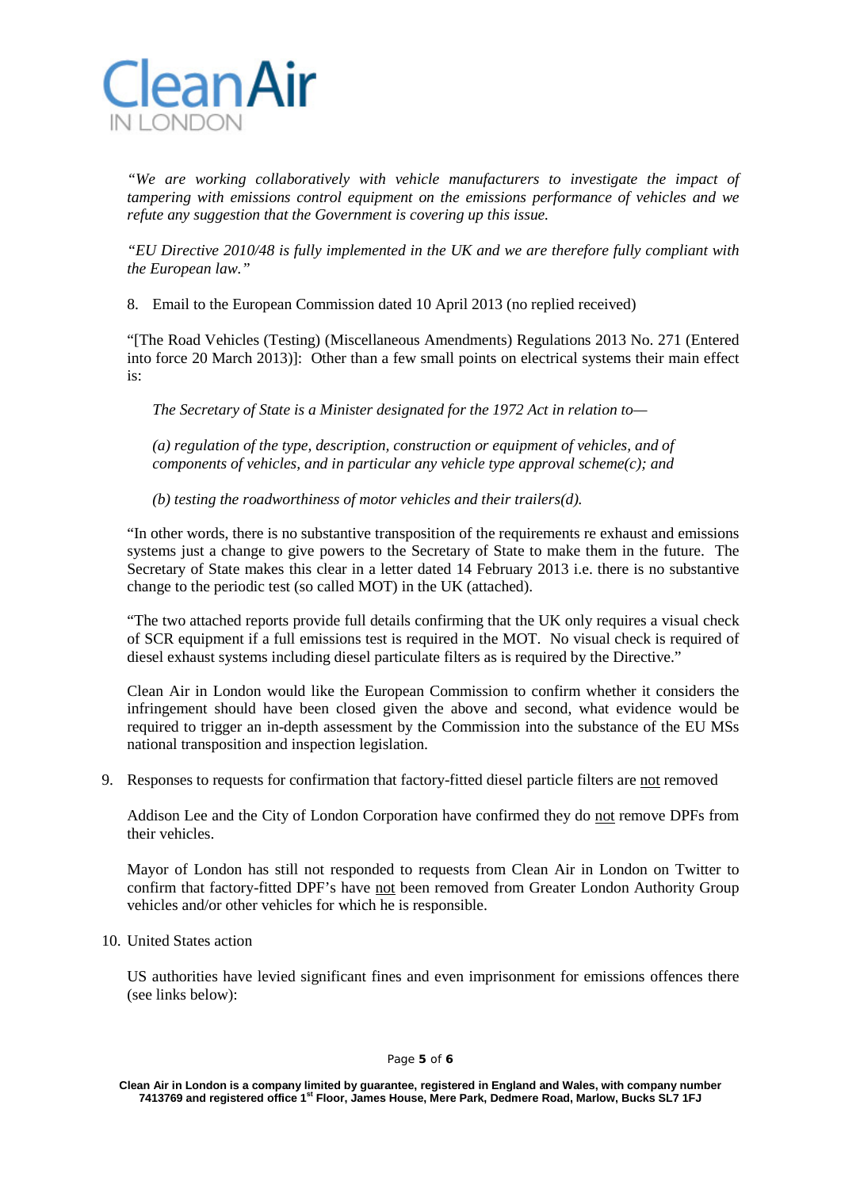*"We are working collaboratively with vehicle manufacturers to investigate the impact of tampering with emissions control equipment on the emissions performance of vehicles and we refute any suggestion that the Government is covering up this issue.*

*"EU Directive 2010/48 is fully implemented in the UK and we are therefore fully compliant with the European law."*

8. Email to the European Commission dated 10 April 2013 (no replied received)

"[The Road Vehicles (Testing) (Miscellaneous Amendments) Regulations 2013 No. 271 (Entered into force 20 March 2013)]: Other than a few small points on electrical systems their main effect is:

> *The Secretary of State is a Minister designated for the 1972 Act in relation to—*
>
> *(a) regulation of the type, description, construction or equipment of vehicles, and of components of vehicles, and in particular any vehicle type approval scheme(c); and*
>
> *(b) testing the roadworthiness of motor vehicles and their trailers(d).*

"In other words, there is no substantive transposition of the requirements re exhaust and emissions systems just a change to give powers to the Secretary of State to make them in the future. The Secretary of State makes this clear in a letter dated 14 February 2013 i.e. there is no substantive change to the periodic test (so called MOT) in the UK (attached).

"The two attached reports provide full details confirming that the UK only requires a visual check of SCR equipment if a full emissions test is required in the MOT. No visual check is required of diesel exhaust systems including diesel particulate filters as is required by the Directive."

Clean Air in London would like the European Commission to confirm whether it considers the infringement should have been closed given the above and second, what evidence would be required to trigger an in-depth assessment by the Commission into the substance of the EU MSs national transposition and inspection legislation.

9. Responses to requests for confirmation that factory-fitted diesel particle filters are <u>not</u> removed

   Addison Lee and the City of London Corporation have confirmed they do <u>not</u> remove DPFs from their vehicles.

   Mayor of London has still not responded to requests from Clean Air in London on Twitter to confirm that factory-fitted DPF's have <u>not</u> been removed from Greater London Authority Group vehicles and/or other vehicles for which he is responsible.

10. United States action

    US authorities have levied significant fines and even imprisonment for emissions offences there (see links below):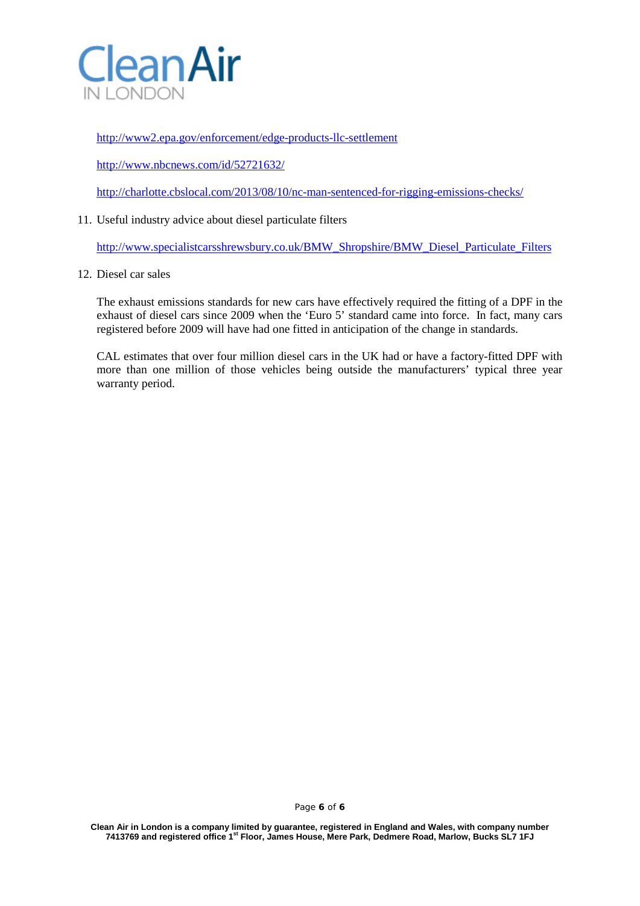http://www2.epa.gov/enforcement/edge-products-llc-settlement

http://www.nbcnews.com/id/52721632/

http://charlotte.cbslocal.com/2013/08/10/nc-man-sentenced-for-rigging-emissions-checks/

11. Useful industry advice about diesel particulate filters

    http://www.specialistcarsshrewsbury.co.uk/BMW_Shropshire/BMW_Diesel_Particulate_Filters

12. Diesel car sales

    The exhaust emissions standards for new cars have effectively required the fitting of a DPF in the exhaust of diesel cars since 2009 when the 'Euro 5' standard came into force. In fact, many cars registered before 2009 will have had one fitted in anticipation of the change in standards.

    CAL estimates that over four million diesel cars in the UK had or have a factory-fitted DPF with more than one million of those vehicles being outside the manufacturers' typical three year warranty period.

**Clean Air in London is a company limited by guarantee, registered in England and Wales, with company number 7413769 and registered office 1st Floor, James House, Mere Park, Dedmere Road, Marlow, Bucks SL7 1FJ**